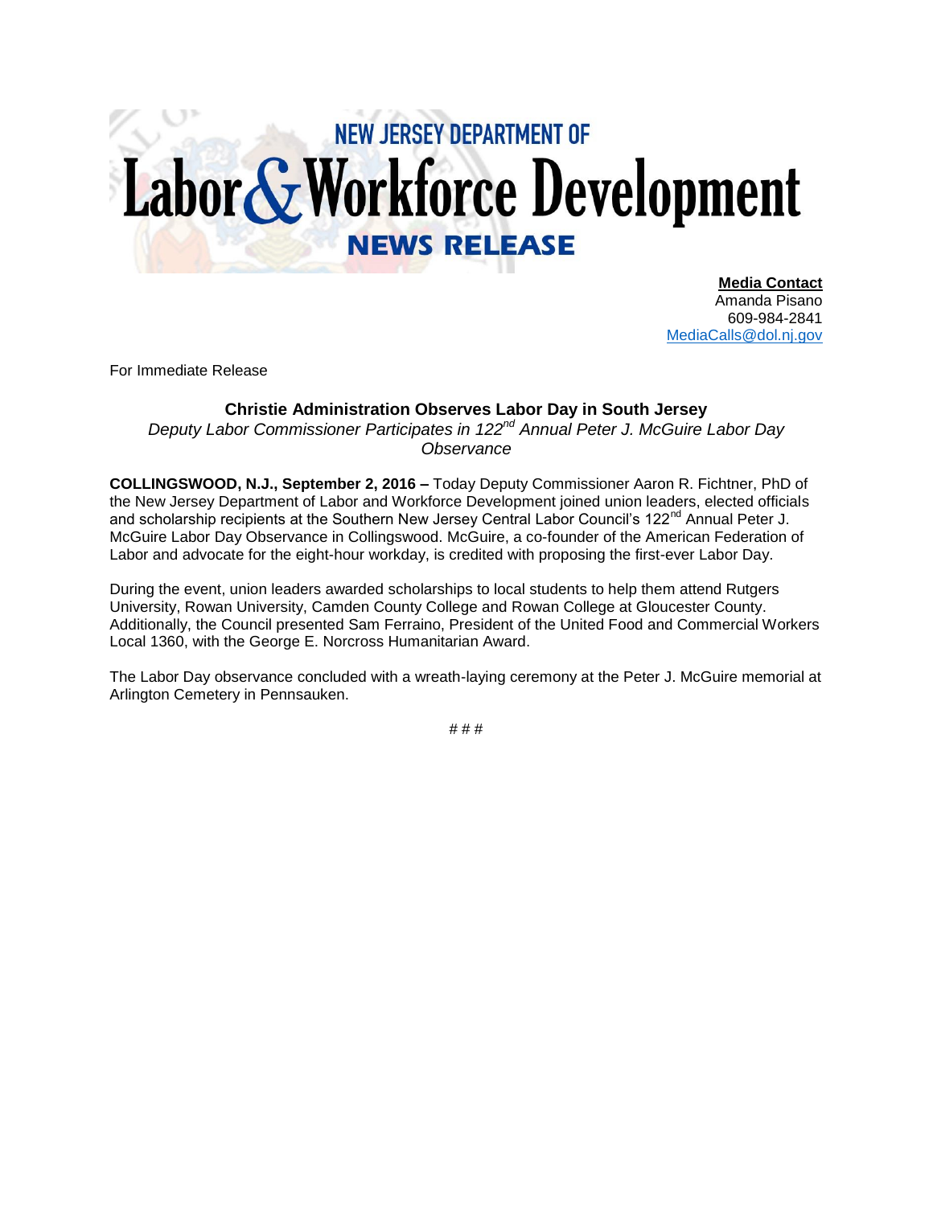# NEW JERSEY DEPARTMENT OF Labor & Workforce Development

## NEWS RELEASE

**Media Contact**
Amanda Pisano
609-984-2841
MediaCalls@dol.nj.gov

For Immediate Release

**Christie Administration Observes Labor Day in South Jersey**

*Deputy Labor Commissioner Participates in 122nd Annual Peter J. McGuire Labor Day Observance*

**COLLINGSWOOD, N.J., September 2, 2016 –** Today Deputy Commissioner Aaron R. Fichtner, PhD of the New Jersey Department of Labor and Workforce Development joined union leaders, elected officials and scholarship recipients at the Southern New Jersey Central Labor Council's 122nd Annual Peter J. McGuire Labor Day Observance in Collingswood. McGuire, a co-founder of the American Federation of Labor and advocate for the eight-hour workday, is credited with proposing the first-ever Labor Day.

During the event, union leaders awarded scholarships to local students to help them attend Rutgers University, Rowan University, Camden County College and Rowan College at Gloucester County. Additionally, the Council presented Sam Ferraino, President of the United Food and Commercial Workers Local 1360, with the George E. Norcross Humanitarian Award.

The Labor Day observance concluded with a wreath-laying ceremony at the Peter J. McGuire memorial at Arlington Cemetery in Pennsauken.

# # #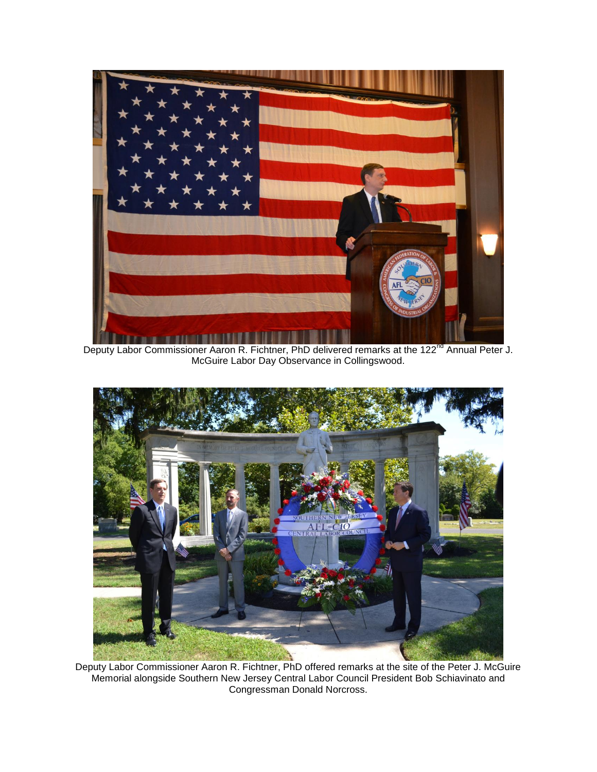Deputy Labor Commissioner Aaron R. Fichtner, PhD delivered remarks at the 122nd Annual Peter J. McGuire Labor Day Observance in Collingswood.

Deputy Labor Commissioner Aaron R. Fichtner, PhD offered remarks at the site of the Peter J. McGuire Memorial alongside Southern New Jersey Central Labor Council President Bob Schiavinato and Congressman Donald Norcross.